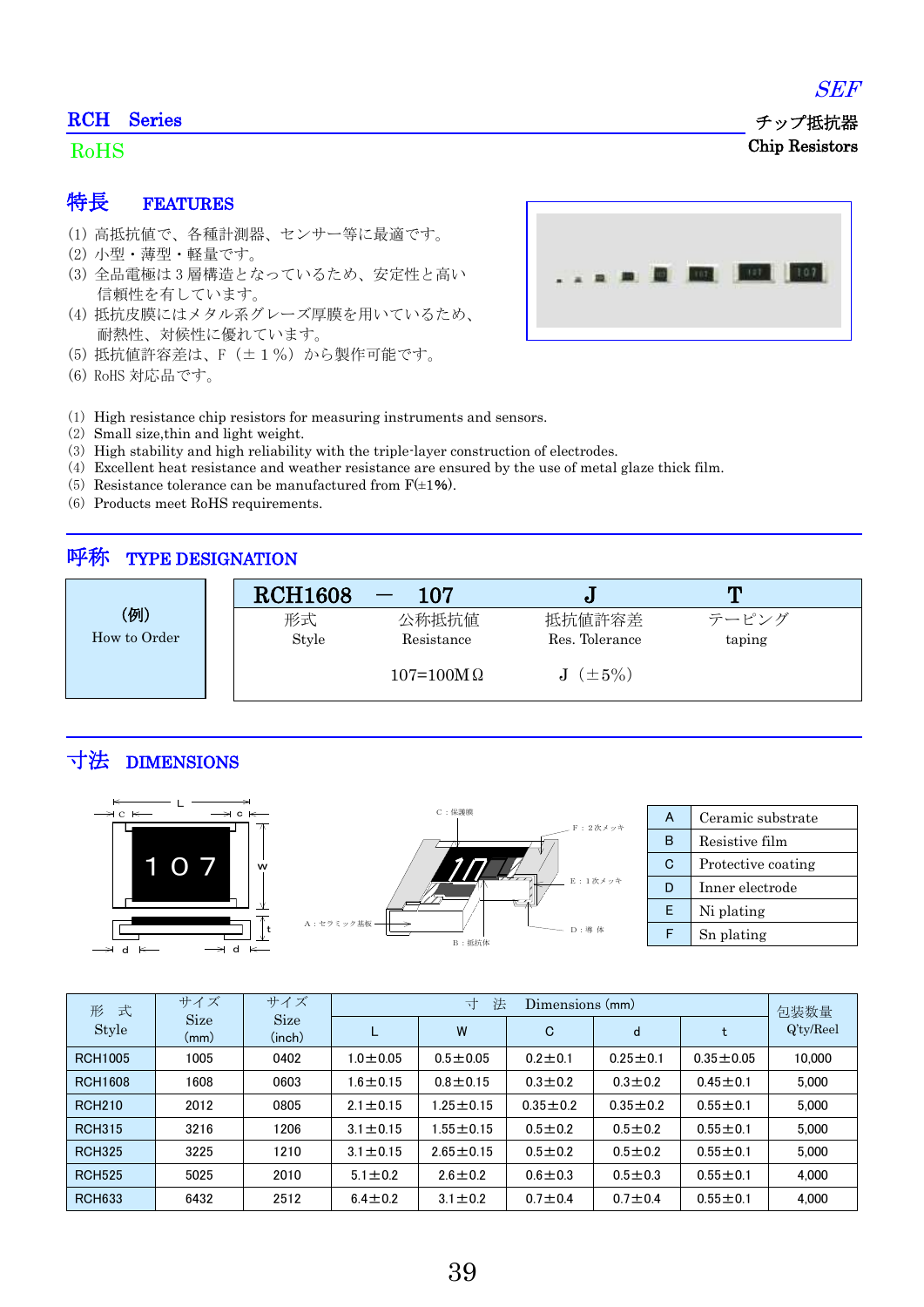*SEF*

## RCH　Series

チップ抵抗器
**Chip Resistors**

RoHS

## 特長　FEATURES

(1) 高抵抗値で、各種計測器、センサー等に最適です。
(2) 小型・薄型・軽量です。
(3) 全品電極は 3 層構造となっているため、安定性と高い信頼性を有しています。
(4) 抵抗皮膜にはメタル系グレーズ厚膜を用いているため、耐熱性、対候性に優れています。
(5) 抵抗値許容差は、F（±１%）から製作可能です。
(6) RoHS 対応品です。

(1) High resistance chip resistors for measuring instruments and sensors.
(2) Small size,thin and light weight.
(3) High stability and high reliability with the triple-layer construction of electrodes.
(4) Excellent heat resistance and weather resistance are ensured by the use of metal glaze thick film.
(5) Resistance tolerance can be manufactured from F(±1%).
(6) Products meet RoHS requirements.

## 呼称　TYPE DESIGNATION

(例) How to Order

| RCH1608 | ― 107 | J | T |
|---|---|---|---|
| 形式 Style | 公称抵抗値 Resistance | 抵抗値許容差 Res. Tolerance | テーピング taping |
| | 107=100MΩ | J（±5%） | |

## 寸法　DIMENSIONS

C：保護膜　F：2次メッキ　E：1次メッキ　D：導体　B：抵抗体　A：セラミック基板

| | |
|---|---|
| A | Ceramic substrate |
| B | Resistive film |
| C | Protective coating |
| D | Inner electrode |
| E | Ni plating |
| F | Sn plating |

| 形　式 Style | サイズ Size (mm) | サイズ Size (inch) | 寸　法　Dimensions (mm) | | | | | 包装数量 Q'ty/Reel |
|---|---|---|---|---|---|---|---|---|
| | | | L | W | C | d | t | |
| RCH1005 | 1005 | 0402 | 1.0±0.05 | 0.5±0.05 | 0.2±0.1 | 0.25±0.1 | 0.35±0.05 | 10,000 |
| RCH1608 | 1608 | 0603 | 1.6±0.15 | 0.8±0.15 | 0.3±0.2 | 0.3±0.2 | 0.45±0.1 | 5,000 |
| RCH210 | 2012 | 0805 | 2.1±0.15 | 1.25±0.15 | 0.35±0.2 | 0.35±0.2 | 0.55±0.1 | 5,000 |
| RCH315 | 3216 | 1206 | 3.1±0.15 | 1.55±0.15 | 0.5±0.2 | 0.5±0.2 | 0.55±0.1 | 5,000 |
| RCH325 | 3225 | 1210 | 3.1±0.15 | 2.65±0.15 | 0.5±0.2 | 0.5±0.2 | 0.55±0.1 | 5,000 |
| RCH525 | 5025 | 2010 | 5.1±0.2 | 2.6±0.2 | 0.6±0.3 | 0.5±0.3 | 0.55±0.1 | 4,000 |
| RCH633 | 6432 | 2512 | 6.4±0.2 | 3.1±0.2 | 0.7±0.4 | 0.7±0.4 | 0.55±0.1 | 4,000 |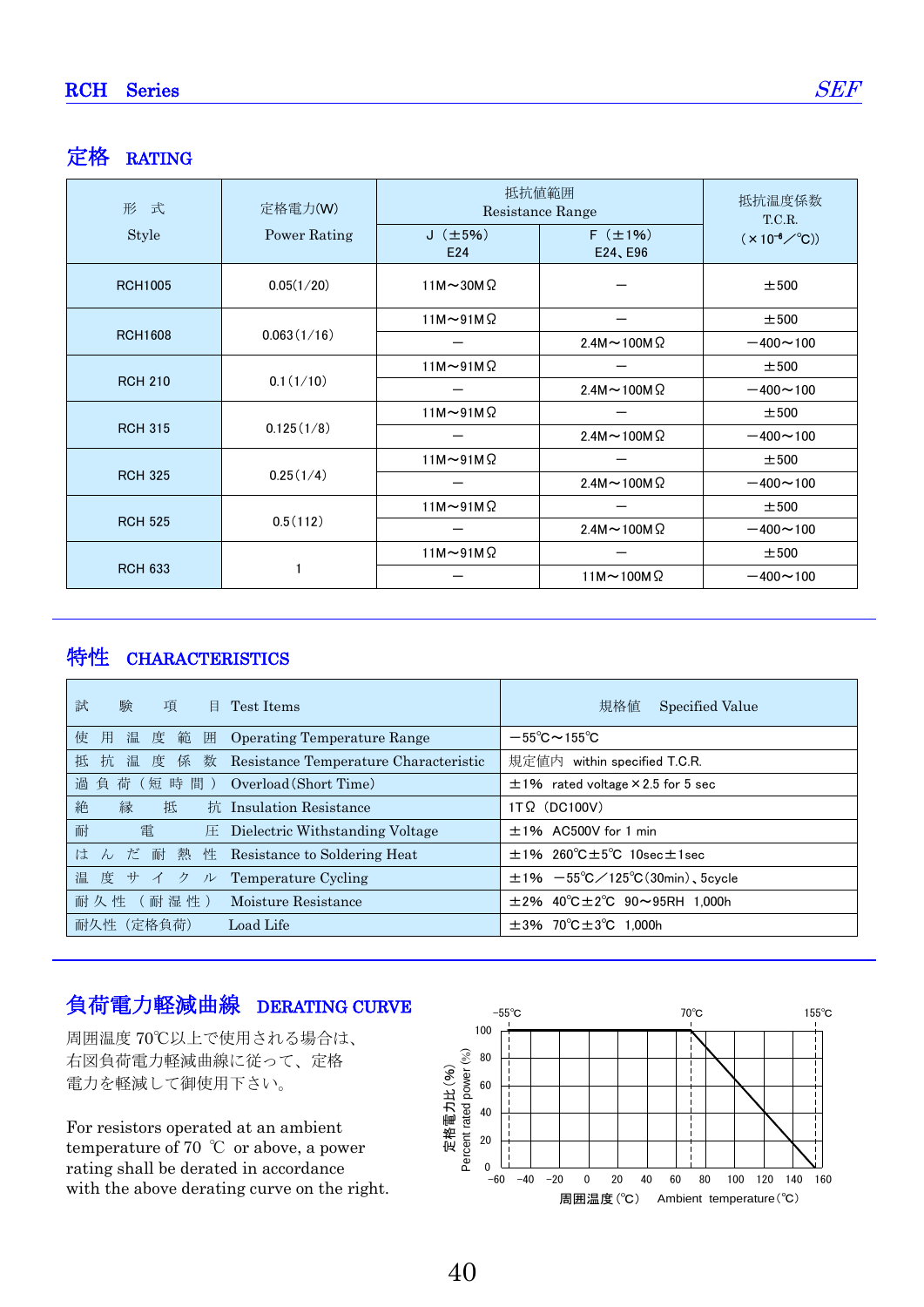## 定格　RATING

| 形　式<br>Style | 定格電力(W)<br>Power Rating | 抵抗値範囲<br>Resistance Range | | 抵抗温度係数<br>T.C.R.<br>(×$10^{-6}$／℃)) |
|---|---|---|---|---|
| | | J（±5%）<br>E24 | F（±1%）<br>E24、E96 | |
| RCH1005 | 0.05(1/20) | 11M～30MΩ | － | ±500 |
| RCH1608 | 0.063(1/16) | 11M～91MΩ | － | ±500 |
| | | － | 2.4M～100MΩ | −400～100 |
| RCH 210 | 0.1(1/10) | 11M～91MΩ | － | ±500 |
| | | － | 2.4M～100MΩ | −400～100 |
| RCH 315 | 0.125(1/8) | 11M～91MΩ | － | ±500 |
| | | － | 2.4M～100MΩ | −400～100 |
| RCH 325 | 0.25(1/4) | 11M～91MΩ | － | ±500 |
| | | － | 2.4M～100MΩ | −400～100 |
| RCH 525 | 0.5(112) | 11M～91MΩ | － | ±500 |
| | | － | 2.4M～100MΩ | −400～100 |
| RCH 633 | 1 | 11M～91MΩ | － | ±500 |
| | | － | 11M～100MΩ | −400～100 |

## 特性　CHARACTERISTICS

| 試　験　項　目　Test Items | | 規格値　Specified Value |
|---|---|---|
| 使用温度範囲 | Operating Temperature Range | −55℃～155℃ |
| 抵抗温度係数 | Resistance Temperature Characteristic | 規定値内　within specified T.C.R. |
| 過負荷（短時間） | Overload(Short Time) | ±1%　rated voltage×2.5 for 5 sec |
| 絶縁抵抗 | Insulation Resistance | 1TΩ（DC100V） |
| 耐電圧 | Dielectric Withstanding Voltage | ±1%　AC500V for 1 min |
| はんだ耐熱性 | Resistance to Soldering Heat | ±1%　260℃±5℃　10sec±1sec |
| 温度サイクル | Temperature Cycling | ±1%　−55℃／125℃(30min)、5cycle |
| 耐久性（耐湿性） | Moisture Resistance | ±2%　40℃±2℃　90～95RH　1,000h |
| 耐久性（定格負荷） | Load Life | ±3%　70℃±3℃　1,000h |

## 負荷電力軽減曲線　DERATING CURVE

周囲温度 70℃以上で使用される場合は、右図負荷電力軽減曲線に従って、定格電力を軽減して御使用下さい。

For resistors operated at an ambient temperature of 70 ℃ or above, a power rating shall be derated in accordance with the above derating curve on the right.

-55℃　70℃　155℃

定格電力比(%) Percent rated power (%)

100 80 60 40 20 0

-60 -40 -20 0 20 40 60 80 100 120 140 160

周囲温度(℃)　Ambient temperature(℃)